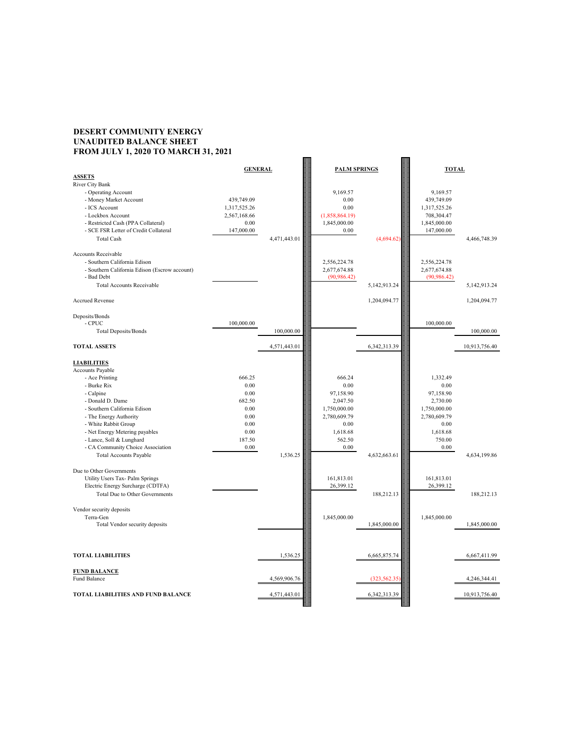# DESERT COMMUNITY ENERGY
## UNAUDITED BALANCE SHEET
## FROM JULY 1, 2020 TO MARCH 31, 2021

| | GENERAL | | PALM SPRINGS | | TOTAL | |
|---|---|---|---|---|---|---|
| **ASSETS** | | | | | | |
| River City Bank | | | | | | |
| - Operating Account | | | 9,169.57 | | 9,169.57 | |
| - Money Market Account | 439,749.09 | | 0.00 | | 439,749.09 | |
| - ICS Account | 1,317,525.26 | | 0.00 | | 1,317,525.26 | |
| - Lockbox Account | 2,567,168.66 | | (1,858,864.19) | | 708,304.47 | |
| - Restricted Cash (PPA Collateral) | 0.00 | | 1,845,000.00 | | 1,845,000.00 | |
| - SCE FSR Letter of Credit Collateral | 147,000.00 | | 0.00 | | 147,000.00 | |
| Total Cash | | 4,471,443.01 | | (4,694.62) | | 4,466,748.39 |
| Accounts Receivable | | | | | | |
| - Southern California Edison | | | 2,556,224.78 | | 2,556,224.78 | |
| - Southern California Edison (Escrow account) | | | 2,677,674.88 | | 2,677,674.88 | |
| - Bad Debt | | | (90,986.42) | | (90,986.42) | |
| Total Accounts Receivable | | | | 5,142,913.24 | | 5,142,913.24 |
| Accrued Revenue | | | | 1,204,094.77 | | 1,204,094.77 |
| Deposits/Bonds | | | | | | |
| - CPUC | 100,000.00 | | | | 100,000.00 | |
| Total Deposits/Bonds | | 100,000.00 | | | | 100,000.00 |
| **TOTAL ASSETS** | | 4,571,443.01 | | 6,342,313.39 | | 10,913,756.40 |
| **LIABILITIES** | | | | | | |
| Accounts Payable | | | | | | |
| - Ace Printing | 666.25 | | 666.24 | | 1,332.49 | |
| - Burke Rix | 0.00 | | 0.00 | | 0.00 | |
| - Calpine | 0.00 | | 97,158.90 | | 97,158.90 | |
| - Donald D. Dame | 682.50 | | 2,047.50 | | 2,730.00 | |
| - Southern California Edison | 0.00 | | 1,750,000.00 | | 1,750,000.00 | |
| - The Energy Authority | 0.00 | | 2,780,609.79 | | 2,780,609.79 | |
| - White Rabbit Group | 0.00 | | 0.00 | | 0.00 | |
| - Net Energy Metering payables | 0.00 | | 1,618.68 | | 1,618.68 | |
| - Lance, Soll & Lunghard | 187.50 | | 562.50 | | 750.00 | |
| - CA Community Choice Association | 0.00 | | 0.00 | | 0.00 | |
| Total Accounts Payable | | 1,536.25 | | 4,632,663.61 | | 4,634,199.86 |
| Due to Other Governments | | | | | | |
| Utility Users Tax- Palm Springs | | | 161,813.01 | | 161,813.01 | |
| Electric Energy Surcharge (CDTFA) | | | 26,399.12 | | 26,399.12 | |
| Total Due to Other Governments | | | | 188,212.13 | | 188,212.13 |
| Vendor security deposits | | | | | | |
| Terra-Gen | | | 1,845,000.00 | | 1,845,000.00 | |
| Total Vendor security deposits | | | | 1,845,000.00 | | 1,845,000.00 |
| **TOTAL LIABILITIES** | | 1,536.25 | | 6,665,875.74 | | 6,667,411.99 |
| **FUND BALANCE** | | | | | | |
| Fund Balance | | 4,569,906.76 | | (323,562.35) | | 4,246,344.41 |
| **TOTAL LIABILITIES AND FUND BALANCE** | | 4,571,443.01 | | 6,342,313.39 | | 10,913,756.40 |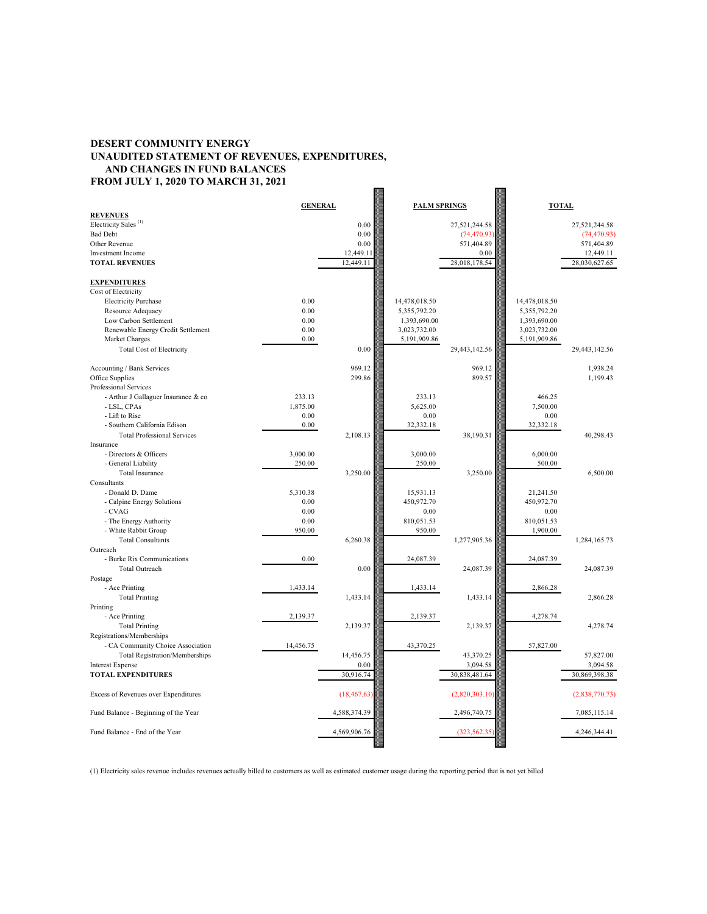**DESERT COMMUNITY ENERGY**
**UNAUDITED STATEMENT OF REVENUES, EXPENDITURES, AND CHANGES IN FUND BALANCES**
**FROM JULY 1, 2020 TO MARCH 31, 2021**

| | GENERAL | | PALM SPRINGS | | TOTAL | |
|---|---|---|---|---|---|---|
| **REVENUES** | | | | | | |
| Electricity Sales [(1)] | | 0.00 | | 27,521,244.58 | | 27,521,244.58 |
| Bad Debt | | 0.00 | | (74,470.93) | | (74,470.93) |
| Other Revenue | | 0.00 | | 571,404.89 | | 571,404.89 |
| Investment Income | | 12,449.11 | | 0.00 | | 12,449.11 |
| **TOTAL REVENUES** | | 12,449.11 | | 28,018,178.54 | | 28,030,627.65 |
| | | | | | | |
| **EXPENDITURES** | | | | | | |
| Cost of Electricity | | | | | | |
| Electricity Purchase | 0.00 | | 14,478,018.50 | | 14,478,018.50 | |
| Resource Adequacy | 0.00 | | 5,355,792.20 | | 5,355,792.20 | |
| Low Carbon Settlement | 0.00 | | 1,393,690.00 | | 1,393,690.00 | |
| Renewable Energy Credit Settlement | 0.00 | | 3,023,732.00 | | 3,023,732.00 | |
| Market Charges | 0.00 | | 5,191,909.86 | | 5,191,909.86 | |
| Total Cost of Electricity | | 0.00 | | 29,443,142.56 | | 29,443,142.56 |
| | | | | | | |
| Accounting / Bank Services | | 969.12 | | 969.12 | | 1,938.24 |
| Office Supplies | | 299.86 | | 899.57 | | 1,199.43 |
| Professional Services | | | | | | |
| - Arthur J Gallaguer Insurance & co | 233.13 | | 233.13 | | 466.25 | |
| - LSL, CPAs | 1,875.00 | | 5,625.00 | | 7,500.00 | |
| - Lift to Rise | 0.00 | | 0.00 | | 0.00 | |
| - Southern California Edison | 0.00 | | 32,332.18 | | 32,332.18 | |
| Total Professional Services | | 2,108.13 | | 38,190.31 | | 40,298.43 |
| Insurance | | | | | | |
| - Directors & Officers | 3,000.00 | | 3,000.00 | | 6,000.00 | |
| - General Liability | 250.00 | | 250.00 | | 500.00 | |
| Total Insurance | | 3,250.00 | | 3,250.00 | | 6,500.00 |
| Consultants | | | | | | |
| - Donald D. Dame | 5,310.38 | | 15,931.13 | | 21,241.50 | |
| - Calpine Energy Solutions | 0.00 | | 450,972.70 | | 450,972.70 | |
| - CVAG | 0.00 | | 0.00 | | 0.00 | |
| - The Energy Authority | 0.00 | | 810,051.53 | | 810,051.53 | |
| - White Rabbit Group | 950.00 | | 950.00 | | 1,900.00 | |
| Total Consultants | | 6,260.38 | | 1,277,905.36 | | 1,284,165.73 |
| Outreach | | | | | | |
| - Burke Rix Communications | 0.00 | | 24,087.39 | | 24,087.39 | |
| Total Outreach | | 0.00 | | 24,087.39 | | 24,087.39 |
| Postage | | | | | | |
| - Ace Printing | 1,433.14 | | 1,433.14 | | 2,866.28 | |
| Total Printing | | 1,433.14 | | 1,433.14 | | 2,866.28 |
| Printing | | | | | | |
| - Ace Printing | 2,139.37 | | 2,139.37 | | 4,278.74 | |
| Total Printing | | 2,139.37 | | 2,139.37 | | 4,278.74 |
| Registrations/Memberships | | | | | | |
| - CA Community Choice Association | 14,456.75 | | 43,370.25 | | 57,827.00 | |
| Total Registration/Memberships | | 14,456.75 | | 43,370.25 | | 57,827.00 |
| Interest Expense | | 0.00 | | 3,094.58 | | 3,094.58 |
| **TOTAL EXPENDITURES** | | 30,916.74 | | 30,838,481.64 | | 30,869,398.38 |
| | | | | | | |
| Excess of Revenues over Expenditures | | (18,467.63) | | (2,820,303.10) | | (2,838,770.73) |
| | | | | | | |
| Fund Balance - Beginning of the Year | | 4,588,374.39 | | 2,496,740.75 | | 7,085,115.14 |
| | | | | | | |
| Fund Balance - End of the Year | | 4,569,906.76 | | (323,562.35) | | 4,246,344.41 |

(1) Electricity sales revenue includes revenues actually billed to customers as well as estimated customer usage during the reporting period that is not yet billed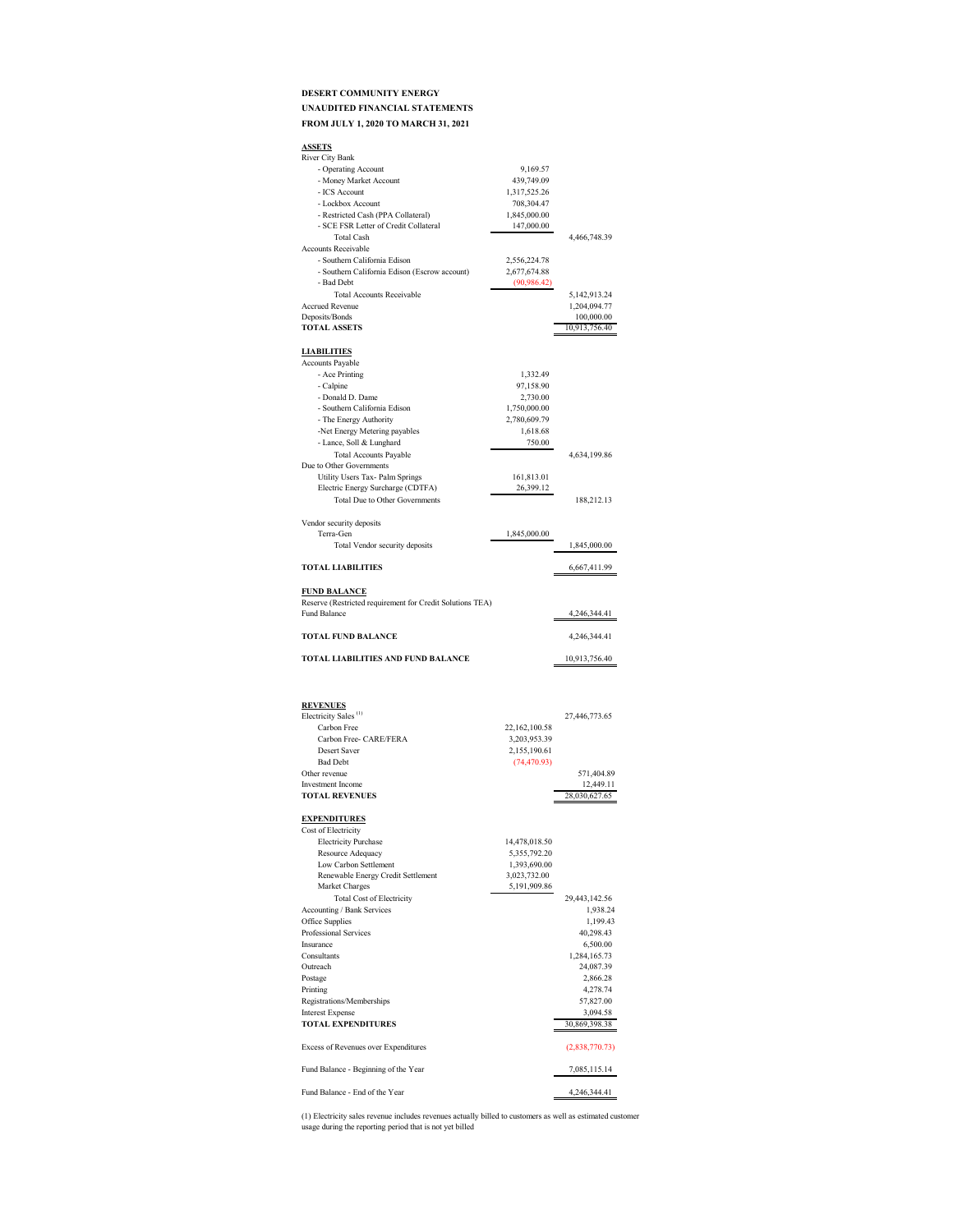**DESERT COMMUNITY ENERGY**

**UNAUDITED FINANCIAL STATEMENTS**

**FROM JULY 1, 2020 TO MARCH 31, 2021**

| | | |
|---|---|---|
| **ASSETS** | | |
| River City Bank | | |
| - Operating Account | 9,169.57 | |
| - Money Market Account | 439,749.09 | |
| - ICS Account | 1,317,525.26 | |
| - Lockbox Account | 708,304.47 | |
| - Restricted Cash (PPA Collateral) | 1,845,000.00 | |
| - SCE FSR Letter of Credit Collateral | 147,000.00 | |
| Total Cash | | 4,466,748.39 |
| Accounts Receivable | | |
| - Southern California Edison | 2,556,224.78 | |
| - Southern California Edison (Escrow account) | 2,677,674.88 | |
| - Bad Debt | (90,986.42) | |
| Total Accounts Receivable | | 5,142,913.24 |
| Accrued Revenue | | 1,204,094.77 |
| Deposits/Bonds | | 100,000.00 |
| **TOTAL ASSETS** | | 10,913,756.40 |
| | | |
| **LIABILITIES** | | |
| Accounts Payable | | |
| - Ace Printing | 1,332.49 | |
| - Calpine | 97,158.90 | |
| - Donald D. Dame | 2,730.00 | |
| - Southern California Edison | 1,750,000.00 | |
| - The Energy Authority | 2,780,609.79 | |
| -Net Energy Metering payables | 1,618.68 | |
| - Lance, Soll & Lunghard | 750.00 | |
| Total Accounts Payable | | 4,634,199.86 |
| Due to Other Governments | | |
| Utility Users Tax- Palm Springs | 161,813.01 | |
| Electric Energy Surcharge (CDTFA) | 26,399.12 | |
| Total Due to Other Governments | | 188,212.13 |
| | | |
| Vendor security deposits | | |
| Terra-Gen | 1,845,000.00 | |
| Total Vendor security deposits | | 1,845,000.00 |
| | | |
| **TOTAL LIABILITIES** | | 6,667,411.99 |
| | | |
| **FUND BALANCE** | | |
| Reserve (Restricted requirement for Credit Solutions TEA) | | |
| Fund Balance | | 4,246,344.41 |
| | | |
| **TOTAL FUND BALANCE** | | 4,246,344.41 |
| | | |
| **TOTAL LIABILITIES AND FUND BALANCE** | | 10,913,756.40 |

| | | |
|---|---|---|
| **REVENUES** | | |
| Electricity Sales [(1)] | | 27,446,773.65 |
| Carbon Free | 22,162,100.58 | |
| Carbon Free- CARE/FERA | 3,203,953.39 | |
| Desert Saver | 2,155,190.61 | |
| Bad Debt | (74,470.93) | |
| Other revenue | | 571,404.89 |
| Investment Income | | 12,449.11 |
| **TOTAL REVENUES** | | 28,030,627.65 |
| | | |
| **EXPENDITURES** | | |
| Cost of Electricity | | |
| Electricity Purchase | 14,478,018.50 | |
| Resource Adequacy | 5,355,792.20 | |
| Low Carbon Settlement | 1,393,690.00 | |
| Renewable Energy Credit Settlement | 3,023,732.00 | |
| Market Charges | 5,191,909.86 | |
| Total Cost of Electricity | | 29,443,142.56 |
| Accounting / Bank Services | | 1,938.24 |
| Office Supplies | | 1,199.43 |
| Professional Services | | 40,298.43 |
| Insurance | | 6,500.00 |
| Consultants | | 1,284,165.73 |
| Outreach | | 24,087.39 |
| Postage | | 2,866.28 |
| Printing | | 4,278.74 |
| Registrations/Memberships | | 57,827.00 |
| Interest Expense | | 3,094.58 |
| **TOTAL EXPENDITURES** | | 30,869,398.38 |
| | | |
| Excess of Revenues over Expenditures | | (2,838,770.73) |
| | | |
| Fund Balance - Beginning of the Year | | 7,085,115.14 |
| | | |
| Fund Balance - End of the Year | | 4,246,344.41 |

(1) Electricity sales revenue includes revenues actually billed to customers as well as estimated customer usage during the reporting period that is not yet billed